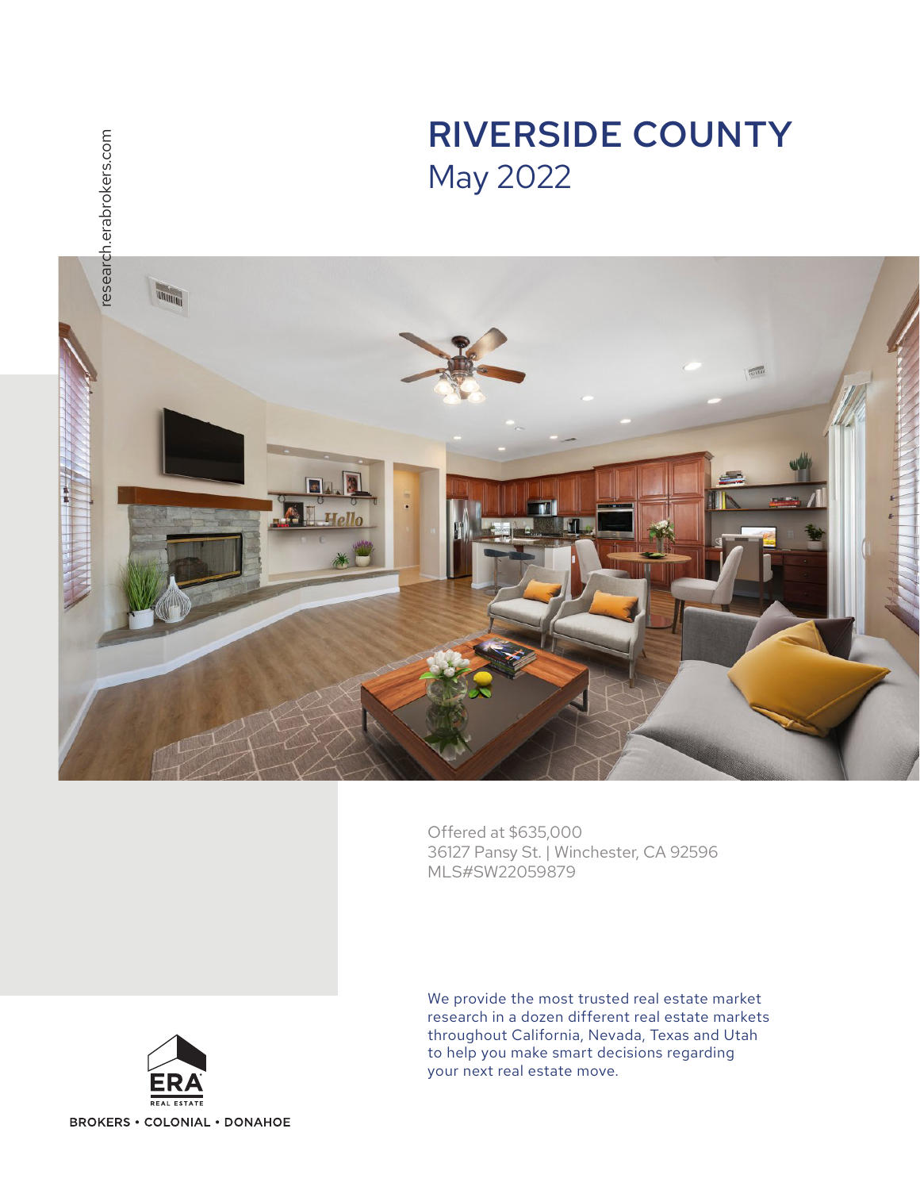research.erabrokers.com

# RIVERSIDE COUNTY

## May 2022

Offered at $635,000
36127 Pansy St. | Winchester, CA 92596
MLS#SW22059879

We provide the most trusted real estate market research in a dozen different real estate markets throughout California, Nevada, Texas and Utah to help you make smart decisions regarding your next real estate move.

ERA REAL ESTATE

BROKERS • COLONIAL • DONAHOE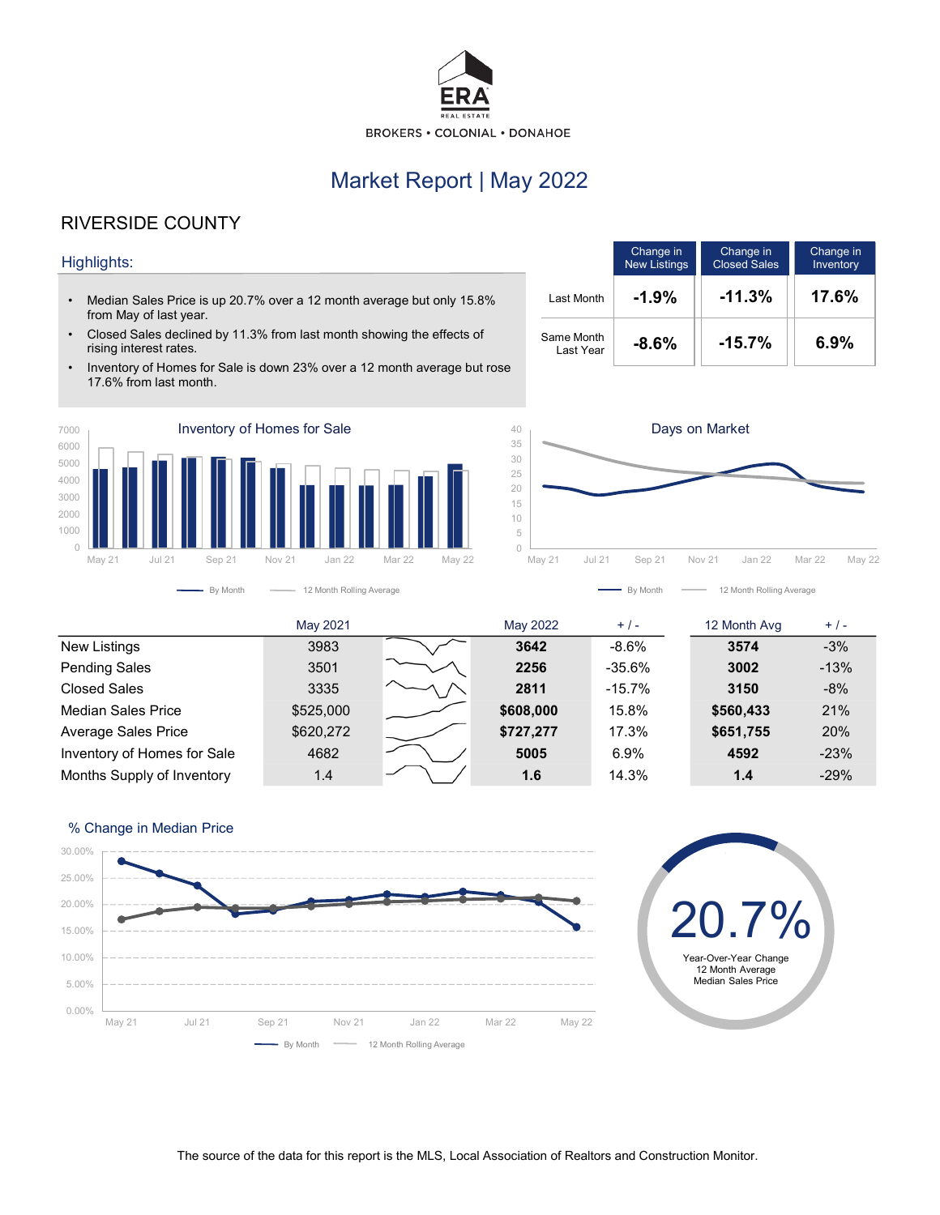ERA REAL ESTATE

BROKERS • COLONIAL • DONAHOE

# Market Report | May 2022

## RIVERSIDE COUNTY

### Highlights:

- Median Sales Price is up 20.7% over a 12 month average but only 15.8% from May of last year.
- Closed Sales declined by 11.3% from last month showing the effects of rising interest rates.
- Inventory of Homes for Sale is down 23% over a 12 month average but rose 17.6% from last month.

| | Change in New Listings | Change in Closed Sales | Change in Inventory |
|---|---|---|---|
| Last Month | -1.9% | -11.3% | 17.6% |
| Same Month Last Year | -8.6% | -15.7% | 6.9% |

Inventory of Homes for Sale

7000
6000
5000
4000
3000
2000
1000
0

May 21 Jul 21 Sep 21 Nov 21 Jan 22 Mar 22 May 22

By Month 12 Month Rolling Average

Days on Market

40
35
30
25
20
15
10
5
0

May 21 Jul 21 Sep 21 Nov 21 Jan 22 Mar 22 May 22

By Month 12 Month Rolling Average

| | May 2021 | | May 2022 | + / - | 12 Month Avg | + / - |
|---|---|---|---|---|---|---|
| New Listings | 3983 | | **3642** | -8.6% | **3574** | -3% |
| Pending Sales | 3501 | | **2256** | -35.6% | **3002** | -13% |
| Closed Sales | 3335 | | **2811** | -15.7% | **3150** | -8% |
| Median Sales Price | $525,000 | | **$608,000** | 15.8% | **$560,433** | 21% |
| Average Sales Price | $620,272 | | **$727,277** | 17.3% | **$651,755** | 20% |
| Inventory of Homes for Sale | 4682 | | **5005** | 6.9% | **4592** | -23% |
| Months Supply of Inventory | 1.4 | | **1.6** | 14.3% | **1.4** | -29% |

% Change in Median Price

30.00%
25.00%
20.00%
15.00%
10.00%
5.00%
0.00%

May 21 Jul 21 Sep 21 Nov 21 Jan 22 Mar 22 May 22

By Month 12 Month Rolling Average

20.7%

Year-Over-Year Change
12 Month Average
Median Sales Price

The source of the data for this report is the MLS, Local Association of Realtors and Construction Monitor.